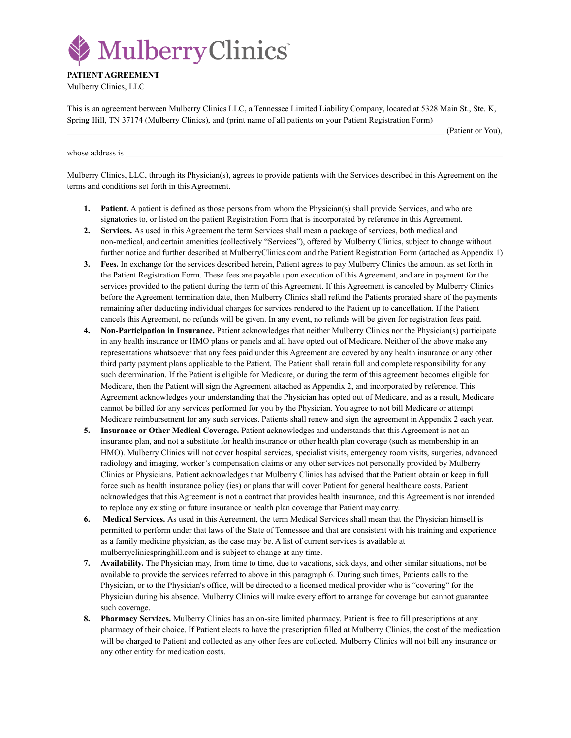MulberryClinics™

**PATIENT AGREEMENT**
Mulberry Clinics, LLC

This is an agreement between Mulberry Clinics LLC, a Tennessee Limited Liability Company, located at 5328 Main St., Ste. K, Spring Hill, TN 37174 (Mulberry Clinics), and (print name of all patients on your Patient Registration Form) _______________________________________________________________________________________ (Patient or You),

whose address is _______________________________________________________________________________________

Mulberry Clinics, LLC, through its Physician(s), agrees to provide patients with the Services described in this Agreement on the terms and conditions set forth in this Agreement.

1. **Patient.** A patient is defined as those persons from whom the Physician(s) shall provide Services, and who are signatories to, or listed on the patient Registration Form that is incorporated by reference in this Agreement.
2. **Services.** As used in this Agreement the term Services shall mean a package of services, both medical and non-medical, and certain amenities (collectively "Services"), offered by Mulberry Clinics, subject to change without further notice and further described at MulberryClinics.com and the Patient Registration Form (attached as Appendix 1)
3. **Fees.** In exchange for the services described herein, Patient agrees to pay Mulberry Clinics the amount as set forth in the Patient Registration Form. These fees are payable upon execution of this Agreement, and are in payment for the services provided to the patient during the term of this Agreement. If this Agreement is canceled by Mulberry Clinics before the Agreement termination date, then Mulberry Clinics shall refund the Patients prorated share of the payments remaining after deducting individual charges for services rendered to the Patient up to cancellation. If the Patient cancels this Agreement, no refunds will be given. In any event, no refunds will be given for registration fees paid.
4. **Non-Participation in Insurance.** Patient acknowledges that neither Mulberry Clinics nor the Physician(s) participate in any health insurance or HMO plans or panels and all have opted out of Medicare. Neither of the above make any representations whatsoever that any fees paid under this Agreement are covered by any health insurance or any other third party payment plans applicable to the Patient. The Patient shall retain full and complete responsibility for any such determination. If the Patient is eligible for Medicare, or during the term of this agreement becomes eligible for Medicare, then the Patient will sign the Agreement attached as Appendix 2, and incorporated by reference. This Agreement acknowledges your understanding that the Physician has opted out of Medicare, and as a result, Medicare cannot be billed for any services performed for you by the Physician. You agree to not bill Medicare or attempt Medicare reimbursement for any such services. Patients shall renew and sign the agreement in Appendix 2 each year.
5. **Insurance or Other Medical Coverage.** Patient acknowledges and understands that this Agreement is not an insurance plan, and not a substitute for health insurance or other health plan coverage (such as membership in an HMO). Mulberry Clinics will not cover hospital services, specialist visits, emergency room visits, surgeries, advanced radiology and imaging, worker's compensation claims or any other services not personally provided by Mulberry Clinics or Physicians. Patient acknowledges that Mulberry Clinics has advised that the Patient obtain or keep in full force such as health insurance policy (ies) or plans that will cover Patient for general healthcare costs. Patient acknowledges that this Agreement is not a contract that provides health insurance, and this Agreement is not intended to replace any existing or future insurance or health plan coverage that Patient may carry.
6. **Medical Services.** As used in this Agreement, the term Medical Services shall mean that the Physician himself is permitted to perform under that laws of the State of Tennessee and that are consistent with his training and experience as a family medicine physician, as the case may be. A list of current services is available at mulberryclinicspringhill.com and is subject to change at any time.
7. **Availability.** The Physician may, from time to time, due to vacations, sick days, and other similar situations, not be available to provide the services referred to above in this paragraph 6. During such times, Patients calls to the Physician, or to the Physician's office, will be directed to a licensed medical provider who is "covering" for the Physician during his absence. Mulberry Clinics will make every effort to arrange for coverage but cannot guarantee such coverage.
8. **Pharmacy Services.** Mulberry Clinics has an on-site limited pharmacy. Patient is free to fill prescriptions at any pharmacy of their choice. If Patient elects to have the prescription filled at Mulberry Clinics, the cost of the medication will be charged to Patient and collected as any other fees are collected. Mulberry Clinics will not bill any insurance or any other entity for medication costs.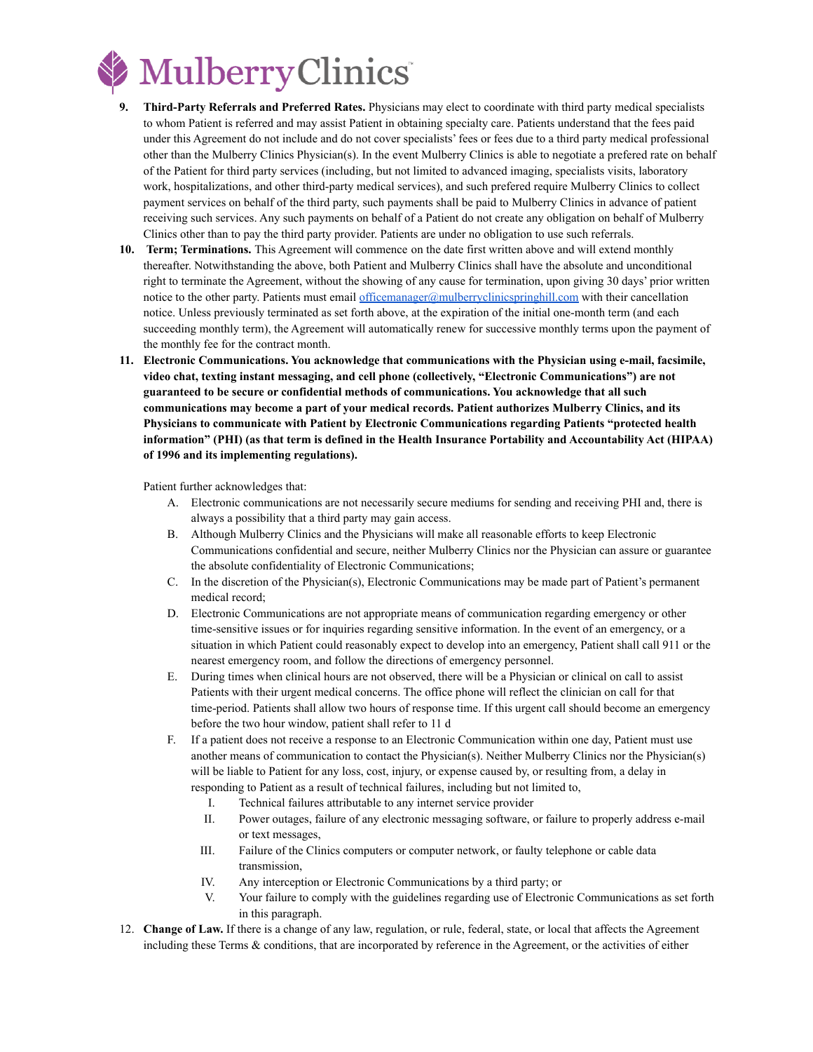9. **Third-Party Referrals and Preferred Rates.** Physicians may elect to coordinate with third party medical specialists to whom Patient is referred and may assist Patient in obtaining specialty care. Patients understand that the fees paid under this Agreement do not include and do not cover specialists' fees or fees due to a third party medical professional other than the Mulberry Clinics Physician(s). In the event Mulberry Clinics is able to negotiate a prefered rate on behalf of the Patient for third party services (including, but not limited to advanced imaging, specialists visits, laboratory work, hospitalizations, and other third-party medical services), and such prefered require Mulberry Clinics to collect payment services on behalf of the third party, such payments shall be paid to Mulberry Clinics in advance of patient receiving such services. Any such payments on behalf of a Patient do not create any obligation on behalf of Mulberry Clinics other than to pay the third party provider. Patients are under no obligation to use such referrals.

10. **Term; Terminations.** This Agreement will commence on the date first written above and will extend monthly thereafter. Notwithstanding the above, both Patient and Mulberry Clinics shall have the absolute and unconditional right to terminate the Agreement, without the showing of any cause for termination, upon giving 30 days' prior written notice to the other party. Patients must email officemanager@mulberryclinicspringhill.com with their cancellation notice. Unless previously terminated as set forth above, at the expiration of the initial one-month term (and each succeeding monthly term), the Agreement will automatically renew for successive monthly terms upon the payment of the monthly fee for the contract month.

11. **Electronic Communications. You acknowledge that communications with the Physician using e-mail, facsimile, video chat, texting instant messaging, and cell phone (collectively, "Electronic Communications") are not guaranteed to be secure or confidential methods of communications. You acknowledge that all such communications may become a part of your medical records. Patient authorizes Mulberry Clinics, and its Physicians to communicate with Patient by Electronic Communications regarding Patients "protected health information" (PHI) (as that term is defined in the Health Insurance Portability and Accountability Act (HIPAA) of 1996 and its implementing regulations).**

    Patient further acknowledges that:

    A. Electronic communications are not necessarily secure mediums for sending and receiving PHI and, there is always a possibility that a third party may gain access.
    B. Although Mulberry Clinics and the Physicians will make all reasonable efforts to keep Electronic Communications confidential and secure, neither Mulberry Clinics nor the Physician can assure or guarantee the absolute confidentiality of Electronic Communications;
    C. In the discretion of the Physician(s), Electronic Communications may be made part of Patient's permanent medical record;
    D. Electronic Communications are not appropriate means of communication regarding emergency or other time-sensitive issues or for inquiries regarding sensitive information. In the event of an emergency, or a situation in which Patient could reasonably expect to develop into an emergency, Patient shall call 911 or the nearest emergency room, and follow the directions of emergency personnel.
    E. During times when clinical hours are not observed, there will be a Physician or clinical on call to assist Patients with their urgent medical concerns. The office phone will reflect the clinician on call for that time-period. Patients shall allow two hours of response time. If this urgent call should become an emergency before the two hour window, patient shall refer to 11 d
    F. If a patient does not receive a response to an Electronic Communication within one day, Patient must use another means of communication to contact the Physician(s). Neither Mulberry Clinics nor the Physician(s) will be liable to Patient for any loss, cost, injury, or expense caused by, or resulting from, a delay in responding to Patient as a result of technical failures, including but not limited to,
        I. Technical failures attributable to any internet service provider
        II. Power outages, failure of any electronic messaging software, or failure to properly address e-mail or text messages,
        III. Failure of the Clinics computers or computer network, or faulty telephone or cable data transmission,
        IV. Any interception or Electronic Communications by a third party; or
        V. Your failure to comply with the guidelines regarding use of Electronic Communications as set forth in this paragraph.

12. **Change of Law.** If there is a change of any law, regulation, or rule, federal, state, or local that affects the Agreement including these Terms & conditions, that are incorporated by reference in the Agreement, or the activities of either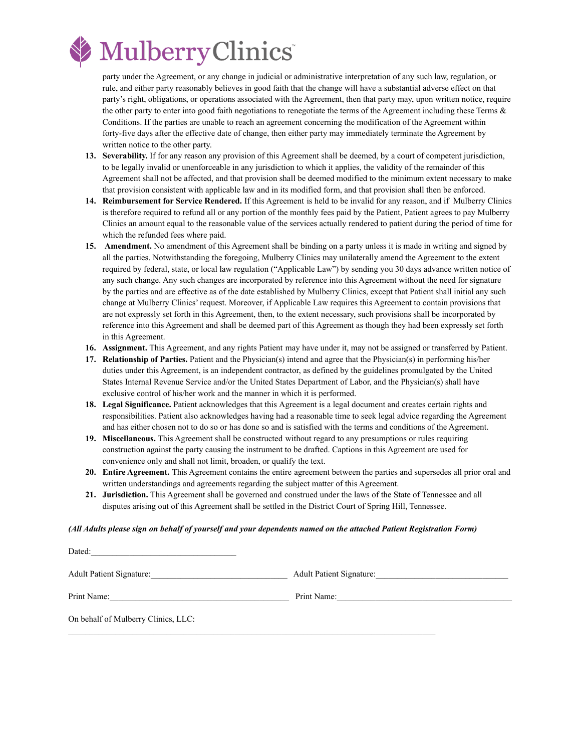party under the Agreement, or any change in judicial or administrative interpretation of any such law, regulation, or rule, and either party reasonably believes in good faith that the change will have a substantial adverse effect on that party's right, obligations, or operations associated with the Agreement, then that party may, upon written notice, require the other party to enter into good faith negotiations to renegotiate the terms of the Agreement including these Terms & Conditions. If the parties are unable to reach an agreement concerning the modification of the Agreement within forty-five days after the effective date of change, then either party may immediately terminate the Agreement by written notice to the other party.

13. **Severability.** If for any reason any provision of this Agreement shall be deemed, by a court of competent jurisdiction, to be legally invalid or unenforceable in any jurisdiction to which it applies, the validity of the remainder of this Agreement shall not be affected, and that provision shall be deemed modified to the minimum extent necessary to make that provision consistent with applicable law and in its modified form, and that provision shall then be enforced.
14. **Reimbursement for Service Rendered.** If this Agreement is held to be invalid for any reason, and if Mulberry Clinics is therefore required to refund all or any portion of the monthly fees paid by the Patient, Patient agrees to pay Mulberry Clinics an amount equal to the reasonable value of the services actually rendered to patient during the period of time for which the refunded fees where paid.
15. **Amendment.** No amendment of this Agreement shall be binding on a party unless it is made in writing and signed by all the parties. Notwithstanding the foregoing, Mulberry Clinics may unilaterally amend the Agreement to the extent required by federal, state, or local law regulation ("Applicable Law") by sending you 30 days advance written notice of any such change. Any such changes are incorporated by reference into this Agreement without the need for signature by the parties and are effective as of the date established by Mulberry Clinics, except that Patient shall initial any such change at Mulberry Clinics' request. Moreover, if Applicable Law requires this Agreement to contain provisions that are not expressly set forth in this Agreement, then, to the extent necessary, such provisions shall be incorporated by reference into this Agreement and shall be deemed part of this Agreement as though they had been expressly set forth in this Agreement.
16. **Assignment.** This Agreement, and any rights Patient may have under it, may not be assigned or transferred by Patient.
17. **Relationship of Parties.** Patient and the Physician(s) intend and agree that the Physician(s) in performing his/her duties under this Agreement, is an independent contractor, as defined by the guidelines promulgated by the United States Internal Revenue Service and/or the United States Department of Labor, and the Physician(s) shall have exclusive control of his/her work and the manner in which it is performed.
18. **Legal Significance.** Patient acknowledges that this Agreement is a legal document and creates certain rights and responsibilities. Patient also acknowledges having had a reasonable time to seek legal advice regarding the Agreement and has either chosen not to do so or has done so and is satisfied with the terms and conditions of the Agreement.
19. **Miscellaneous.** This Agreement shall be constructed without regard to any presumptions or rules requiring construction against the party causing the instrument to be drafted. Captions in this Agreement are used for convenience only and shall not limit, broaden, or qualify the text.
20. **Entire Agreement.** This Agreement contains the entire agreement between the parties and supersedes all prior oral and written understandings and agreements regarding the subject matter of this Agreement.
21. **Jurisdiction.** This Agreement shall be governed and construed under the laws of the State of Tennessee and all disputes arising out of this Agreement shall be settled in the District Court of Spring Hill, Tennessee.

***(All Adults please sign on behalf of yourself and your dependents named on the attached Patient Registration Form)***

Dated:_________________________________

Adult Patient Signature:_______________________________ Adult Patient Signature:______________________________

Print Name:_________________________________________ Print Name:________________________________________

On behalf of Mulberry Clinics, LLC:

_____________________________________________________________________________________